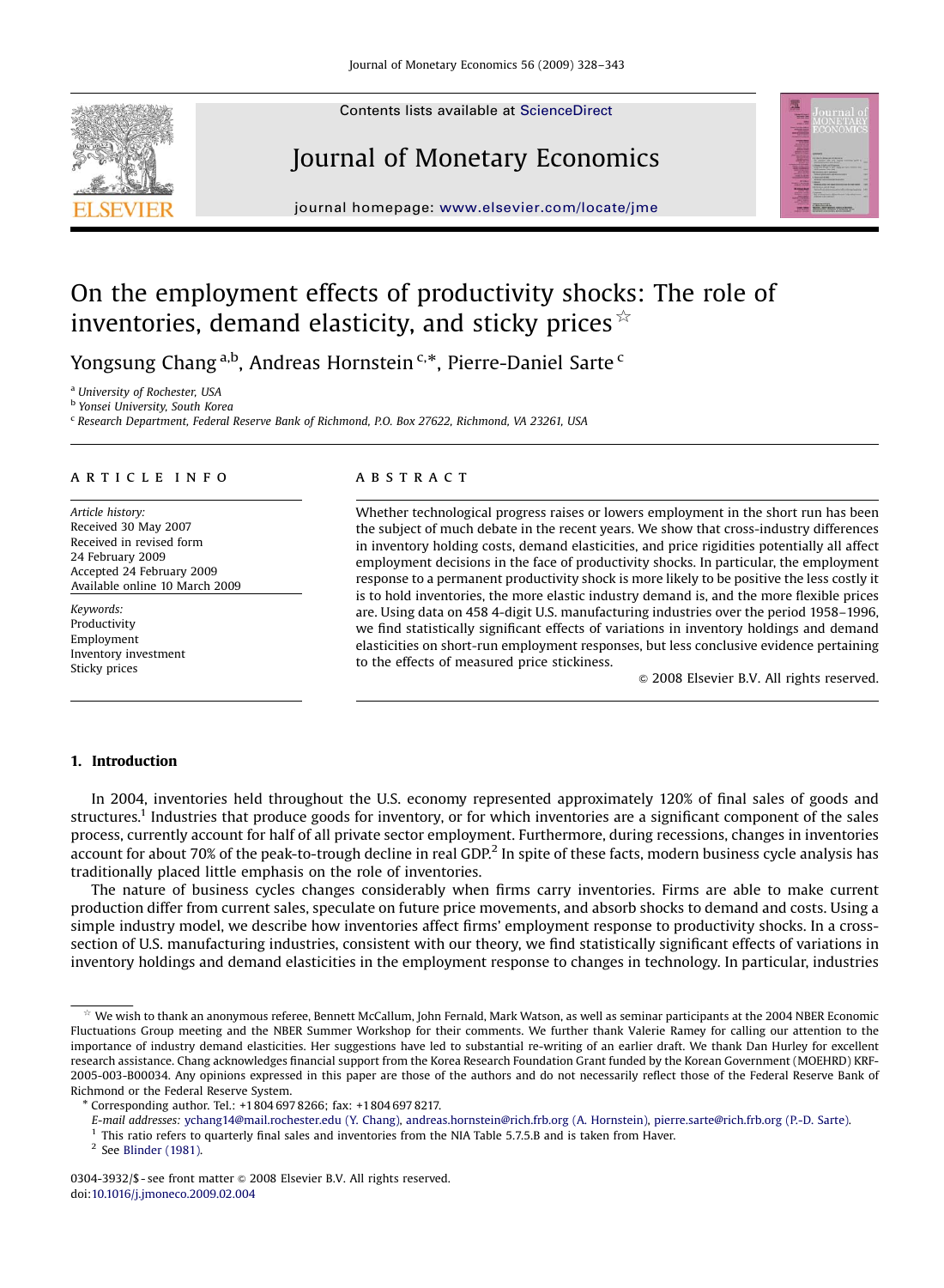# On the employment effects of productivity shocks: The role of inventories, demand elasticity, and sticky prices ☆

Yongsung Chang [a,b], Andreas Hornstein [c,*], Pierre-Daniel Sarte [c]

[a] University of Rochester, USA
[b] Yonsei University, South Korea
[c] Research Department, Federal Reserve Bank of Richmond, P.O. Box 27622, Richmond, VA 23261, USA

**ARTICLE INFO**

*Article history:*
Received 30 May 2007
Received in revised form
24 February 2009
Accepted 24 February 2009
Available online 10 March 2009

*Keywords:*
Productivity
Employment
Inventory investment
Sticky prices

**ABSTRACT**

Whether technological progress raises or lowers employment in the short run has been the subject of much debate in the recent years. We show that cross-industry differences in inventory holding costs, demand elasticities, and price rigidities potentially all affect employment decisions in the face of productivity shocks. In particular, the employment response to a permanent productivity shock is more likely to be positive the less costly it is to hold inventories, the more elastic industry demand is, and the more flexible prices are. Using data on 458 4-digit U.S. manufacturing industries over the period 1958–1996, we find statistically significant effects of variations in inventory holdings and demand elasticities on short-run employment responses, but less conclusive evidence pertaining to the effects of measured price stickiness.

© 2008 Elsevier B.V. All rights reserved.

## 1. Introduction

In 2004, inventories held throughout the U.S. economy represented approximately 120% of final sales of goods and structures.[1] Industries that produce goods for inventory, or for which inventories are a significant component of the sales process, currently account for half of all private sector employment. Furthermore, during recessions, changes in inventories account for about 70% of the peak-to-trough decline in real GDP.[2] In spite of these facts, modern business cycle analysis has traditionally placed little emphasis on the role of inventories.

The nature of business cycles changes considerably when firms carry inventories. Firms are able to make current production differ from current sales, speculate on future price movements, and absorb shocks to demand and costs. Using a simple industry model, we describe how inventories affect firms' employment response to productivity shocks. In a cross-section of U.S. manufacturing industries, consistent with our theory, we find statistically significant effects of variations in inventory holdings and demand elasticities in the employment response to changes in technology. In particular, industries

---

☆ We wish to thank an anonymous referee, Bennett McCallum, John Fernald, Mark Watson, as well as seminar participants at the 2004 NBER Economic Fluctuations Group meeting and the NBER Summer Workshop for their comments. We further thank Valerie Ramey for calling our attention to the importance of industry demand elasticities. Her suggestions have led to substantial re-writing of an earlier draft. We thank Dan Hurley for excellent research assistance. Chang acknowledges financial support from the Korea Research Foundation Grant funded by the Korean Government (MOEHRD) KRF-2005-003-B00034. Any opinions expressed in this paper are those of the authors and do not necessarily reflect those of the Federal Reserve Bank of Richmond or the Federal Reserve System.

\* Corresponding author. Tel.: +1 804 697 8266; fax: +1 804 697 8217.
*E-mail addresses:* ychang14@mail.rochester.edu (Y. Chang), andreas.hornstein@rich.frb.org (A. Hornstein), pierre.sarte@rich.frb.org (P.-D. Sarte).

[1] This ratio refers to quarterly final sales and inventories from the NIA Table 5.7.5.B and is taken from Haver.

[2] See Blinder (1981).

0304-3932/$ - see front matter © 2008 Elsevier B.V. All rights reserved.
doi:10.1016/j.jmoneco.2009.02.004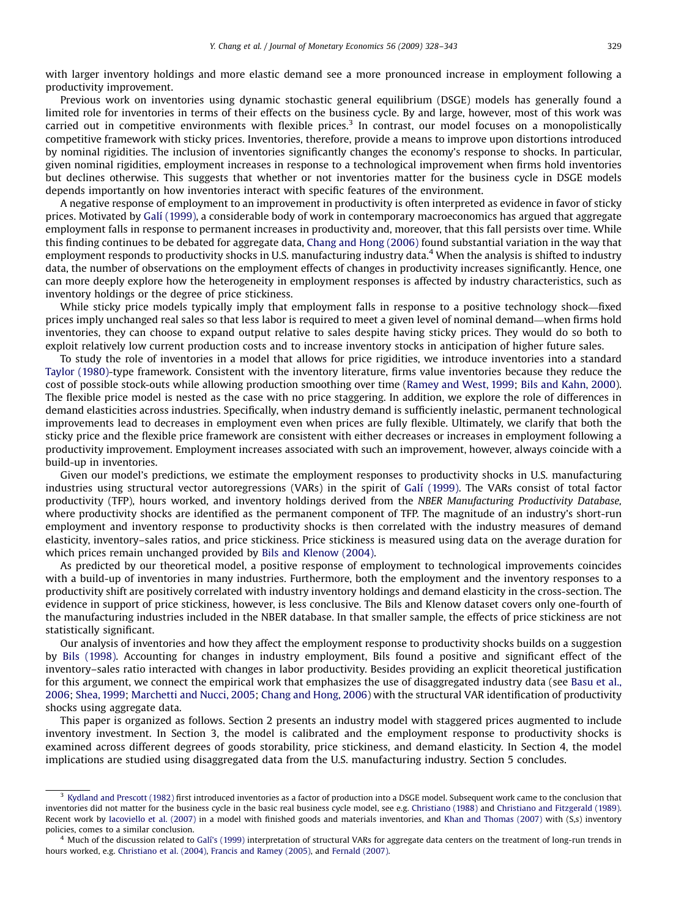with larger inventory holdings and more elastic demand see a more pronounced increase in employment following a productivity improvement.

Previous work on inventories using dynamic stochastic general equilibrium (DSGE) models has generally found a limited role for inventories in terms of their effects on the business cycle. By and large, however, most of this work was carried out in competitive environments with flexible prices.[3] In contrast, our model focuses on a monopolistically competitive framework with sticky prices. Inventories, therefore, provide a means to improve upon distortions introduced by nominal rigidities. The inclusion of inventories significantly changes the economy's response to shocks. In particular, given nominal rigidities, employment increases in response to a technological improvement when firms hold inventories but declines otherwise. This suggests that whether or not inventories matter for the business cycle in DSGE models depends importantly on how inventories interact with specific features of the environment.

A negative response of employment to an improvement in productivity is often interpreted as evidence in favor of sticky prices. Motivated by Galí (1999), a considerable body of work in contemporary macroeconomics has argued that aggregate employment falls in response to permanent increases in productivity and, moreover, that this fall persists over time. While this finding continues to be debated for aggregate data, Chang and Hong (2006) found substantial variation in the way that employment responds to productivity shocks in U.S. manufacturing industry data.[4] When the analysis is shifted to industry data, the number of observations on the employment effects of changes in productivity increases significantly. Hence, one can more deeply explore how the heterogeneity in employment responses is affected by industry characteristics, such as inventory holdings or the degree of price stickiness.

While sticky price models typically imply that employment falls in response to a positive technology shock—fixed prices imply unchanged real sales so that less labor is required to meet a given level of nominal demand—when firms hold inventories, they can choose to expand output relative to sales despite having sticky prices. They would do so both to exploit relatively low current production costs and to increase inventory stocks in anticipation of higher future sales.

To study the role of inventories in a model that allows for price rigidities, we introduce inventories into a standard Taylor (1980)-type framework. Consistent with the inventory literature, firms value inventories because they reduce the cost of possible stock-outs while allowing production smoothing over time (Ramey and West, 1999; Bils and Kahn, 2000). The flexible price model is nested as the case with no price staggering. In addition, we explore the role of differences in demand elasticities across industries. Specifically, when industry demand is sufficiently inelastic, permanent technological improvements lead to decreases in employment even when prices are fully flexible. Ultimately, we clarify that both the sticky price and the flexible price framework are consistent with either decreases or increases in employment following a productivity improvement. Employment increases associated with such an improvement, however, always coincide with a build-up in inventories.

Given our model's predictions, we estimate the employment responses to productivity shocks in U.S. manufacturing industries using structural vector autoregressions (VARs) in the spirit of Galí (1999). The VARs consist of total factor productivity (TFP), hours worked, and inventory holdings derived from the *NBER Manufacturing Productivity Database*, where productivity shocks are identified as the permanent component of TFP. The magnitude of an industry's short-run employment and inventory response to productivity shocks is then correlated with the industry measures of demand elasticity, inventory–sales ratios, and price stickiness. Price stickiness is measured using data on the average duration for which prices remain unchanged provided by Bils and Klenow (2004).

As predicted by our theoretical model, a positive response of employment to technological improvements coincides with a build-up of inventories in many industries. Furthermore, both the employment and the inventory responses to a productivity shift are positively correlated with industry inventory holdings and demand elasticity in the cross-section. The evidence in support of price stickiness, however, is less conclusive. The Bils and Klenow dataset covers only one-fourth of the manufacturing industries included in the NBER database. In that smaller sample, the effects of price stickiness are not statistically significant.

Our analysis of inventories and how they affect the employment response to productivity shocks builds on a suggestion by Bils (1998). Accounting for changes in industry employment, Bils found a positive and significant effect of the inventory–sales ratio interacted with changes in labor productivity. Besides providing an explicit theoretical justification for this argument, we connect the empirical work that emphasizes the use of disaggregated industry data (see Basu et al., 2006; Shea, 1999; Marchetti and Nucci, 2005; Chang and Hong, 2006) with the structural VAR identification of productivity shocks using aggregate data.

This paper is organized as follows. Section 2 presents an industry model with staggered prices augmented to include inventory investment. In Section 3, the model is calibrated and the employment response to productivity shocks is examined across different degrees of goods storability, price stickiness, and demand elasticity. In Section 4, the model implications are studied using disaggregated data from the U.S. manufacturing industry. Section 5 concludes.

---

[3] Kydland and Prescott (1982) first introduced inventories as a factor of production into a DSGE model. Subsequent work came to the conclusion that inventories did not matter for the business cycle in the basic real business cycle model, see e.g. Christiano (1988) and Christiano and Fitzgerald (1989). Recent work by Iacoviello et al. (2007) in a model with finished goods and materials inventories, and Khan and Thomas (2007) with (S,s) inventory policies, comes to a similar conclusion.

[4] Much of the discussion related to Galí's (1999) interpretation of structural VARs for aggregate data centers on the treatment of long-run trends in hours worked, e.g. Christiano et al. (2004), Francis and Ramey (2005), and Fernald (2007).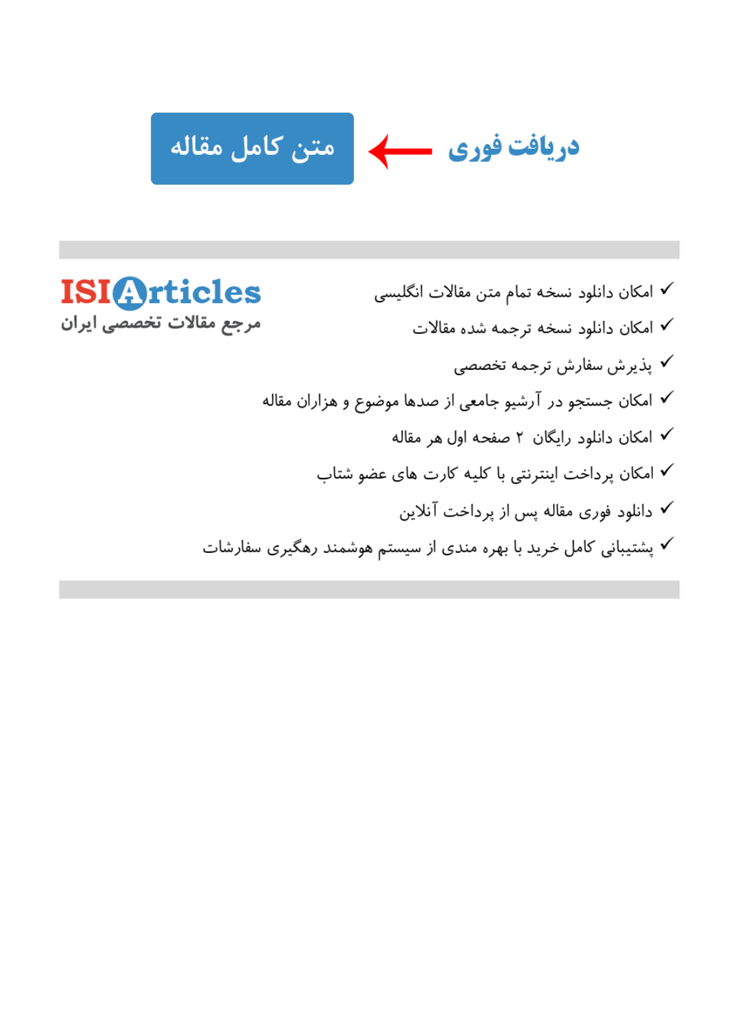دریافت فوری ← **متن کامل مقاله**

**ISIArticles**
مرجع مقالات تخصصی ایران

- ✓ امکان دانلود نسخه تمام متن مقالات انگلیسی
- ✓ امکان دانلود نسخه ترجمه شده مقالات
- ✓ پذیرش سفارش ترجمه تخصصی
- ✓ امکان جستجو در آرشیو جامعی از صدها موضوع و هزاران مقاله
- ✓ امکان دانلود رایگان ۲ صفحه اول هر مقاله
- ✓ امکان پرداخت اینترنتی با کلیه کارت های عضو شتاب
- ✓ دانلود فوری مقاله پس از پرداخت آنلاین
- ✓ پشتیبانی کامل خرید با بهره مندی از سیستم هوشمند رهگیری سفارشات